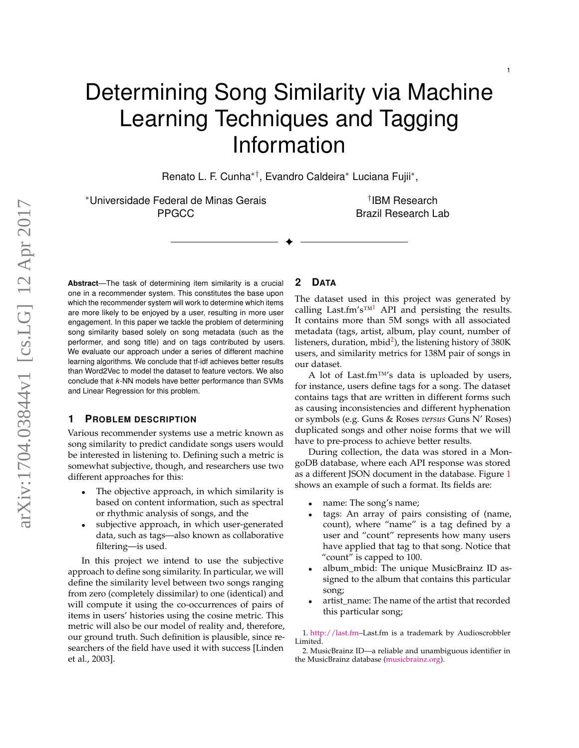# Determining Song Similarity via Machine Learning Techniques and Tagging Information

Renato L. F. Cunha[*†], Evandro Caldeira[*] Luciana Fujii[*],

[*]Universidade Federal de Minas Gerais PPGCC

[†]IBM Research Brazil Research Lab

**Abstract**—The task of determining item similarity is a crucial one in a recommender system. This constitutes the base upon which the recommender system will work to determine which items are more likely to be enjoyed by a user, resulting in more user engagement. In this paper we tackle the problem of determining song similarity based solely on song metadata (such as the performer, and song title) and on tags contributed by users. We evaluate our approach under a series of different machine learning algorithms. We conclude that tf-idf achieves better results than Word2Vec to model the dataset to feature vectors. We also conclude that *k*-NN models have better performance than SVMs and Linear Regression for this problem.

## 1 Problem description

Various recommender systems use a metric known as song similarity to predict candidate songs users would be interested in listening to. Defining such a metric is somewhat subjective, though, and researchers use two different approaches for this:

- The objective approach, in which similarity is based on content information, such as spectral or rhythmic analysis of songs, and the
- subjective approach, in which user-generated data, such as tags—also known as collaborative filtering—is used.

In this project we intend to use the subjective approach to define song similarity. In particular, we will define the similarity level between two songs ranging from zero (completely dissimilar) to one (identical) and will compute it using the co-occurrences of pairs of items in users' histories using the cosine metric. This metric will also be our model of reality and, therefore, our ground truth. Such definition is plausible, since researchers of the field have used it with success [Linden et al., 2003].

## 2 Data

The dataset used in this project was generated by calling Last.fm's™[1] API and persisting the results. It contains more than 5M songs with all associated metadata (tags, artist, album, play count, number of listeners, duration, mbid[2]), the listening history of 380K users, and similarity metrics for 138M pair of songs in our dataset.

A lot of Last.fm™'s data is uploaded by users, for instance, users define tags for a song. The dataset contains tags that are written in different forms such as causing inconsistencies and different hyphenation or symbols (e.g. Guns & Roses *versus* Guns N' Roses) duplicated songs and other noise forms that we will have to pre-process to achieve better results.

During collection, the data was stored in a MongoDB database, where each API response was stored as a different JSON document in the database. Figure 1 shows an example of such a format. Its fields are:

- name: The song's name;
- tags: An array of pairs consisting of (name, count), where "name" is a tag defined by a user and "count" represents how many users have applied that tag to that song. Notice that "count" is capped to 100.
- album_mbid: The unique MusicBrainz ID assigned to the album that contains this particular song;
- artist_name: The name of the artist that recorded this particular song;

1. http://last.fm–Last.fm is a trademark by Audioscrobbler Limited.

2. MusicBrainz ID—a reliable and unambiguous identifier in the MusicBrainz database (musicbrainz.org).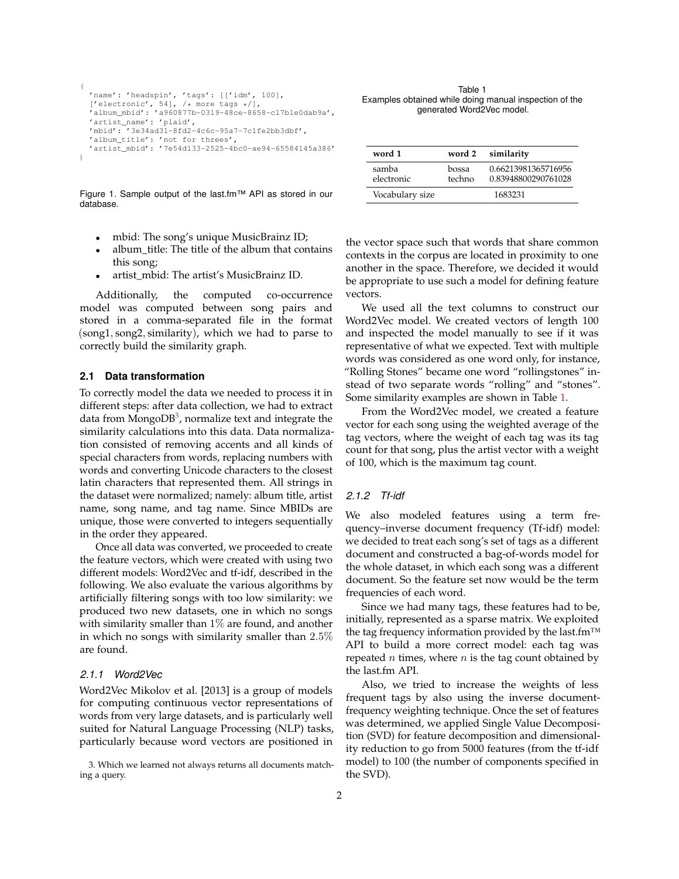```
{
  'name': 'headspin', 'tags': [['idm', 100],
  ['electronic', 54], /* more tags */],
  'album_mbid': 'a960877b-0319-48ce-8658-c17b1e0dab9a',
  'artist_name': 'plaid',
  'mbid': '3e34ad31-8fd2-4c6c-95a7-7c1fe2bb3dbf',
  'album_title': 'not for threes',
  'artist_mbid': '7e54d133-2525-4bc0-ae94-65584145a386'
}
```

Figure 1. Sample output of the last.fm™ API as stored in our database.

- mbid: The song's unique MusicBrainz ID;
- album_title: The title of the album that contains this song;
- artist_mbid: The artist's MusicBrainz ID.

Additionally, the computed co-occurrence model was computed between song pairs and stored in a comma-separated file in the format $(\text{song1}, \text{song2}, \text{similarity})$, which we had to parse to correctly build the similarity graph.

## 2.1 Data transformation

To correctly model the data we needed to process it in different steps: after data collection, we had to extract data from MongoDB[3], normalize text and integrate the similarity calculations into this data. Data normalization consisted of removing accents and all kinds of special characters from words, replacing numbers with words and converting Unicode characters to the closest latin characters that represented them. All strings in the dataset were normalized; namely: album title, artist name, song name, and tag name. Since MBIDs are unique, those were converted to integers sequentially in the order they appeared.

Once all data was converted, we proceeded to create the feature vectors, which were created with using two different models: Word2Vec and tf-idf, described in the following. We also evaluate the various algorithms by artificially filtering songs with too low similarity: we produced two new datasets, one in which no songs with similarity smaller than $1\%$ are found, and another in which no songs with similarity smaller than $2.5\%$ are found.

### 2.1.1 Word2Vec

Word2Vec Mikolov et al. [2013] is a group of models for computing continuous vector representations of words from very large datasets, and is particularly well suited for Natural Language Processing (NLP) tasks, particularly because word vectors are positioned in the vector space such that words that share common contexts in the corpus are located in proximity to one another in the space. Therefore, we decided it would be appropriate to use such a model for defining feature vectors.

We used all the text columns to construct our Word2Vec model. We created vectors of length 100 and inspected the model manually to see if it was representative of what we expected. Text with multiple words was considered as one word only, for instance, "Rolling Stones" became one word "rollingstones" instead of two separate words "rolling" and "stones". Some similarity examples are shown in Table 1.

Table 1
Examples obtained while doing manual inspection of the generated Word2Vec model.

| word 1 | word 2 | similarity |
|---|---|---|
| samba | bossa | 0.66213981365716956 |
| electronic | techno | 0.83948800290761028 |
| Vocabulary size | | 1683231 |

From the Word2Vec model, we created a feature vector for each song using the weighted average of the tag vectors, where the weight of each tag was its tag count for that song, plus the artist vector with a weight of 100, which is the maximum tag count.

### 2.1.2 Tf-idf

We also modeled features using a term frequency–inverse document frequency (Tf-idf) model: we decided to treat each song's set of tags as a different document and constructed a bag-of-words model for the whole dataset, in which each song was a different document. So the feature set now would be the term frequencies of each word.

Since we had many tags, these features had to be, initially, represented as a sparse matrix. We exploited the tag frequency information provided by the last.fm™ API to build a more correct model: each tag was repeated $n$ times, where $n$ is the tag count obtained by the last.fm API.

Also, we tried to increase the weights of less frequent tags by also using the inverse document-frequency weighting technique. Once the set of features was determined, we applied Single Value Decomposition (SVD) for feature decomposition and dimensionality reduction to go from 5000 features (from the tf-idf model) to 100 (the number of components specified in the SVD).

3. Which we learned not always returns all documents matching a query.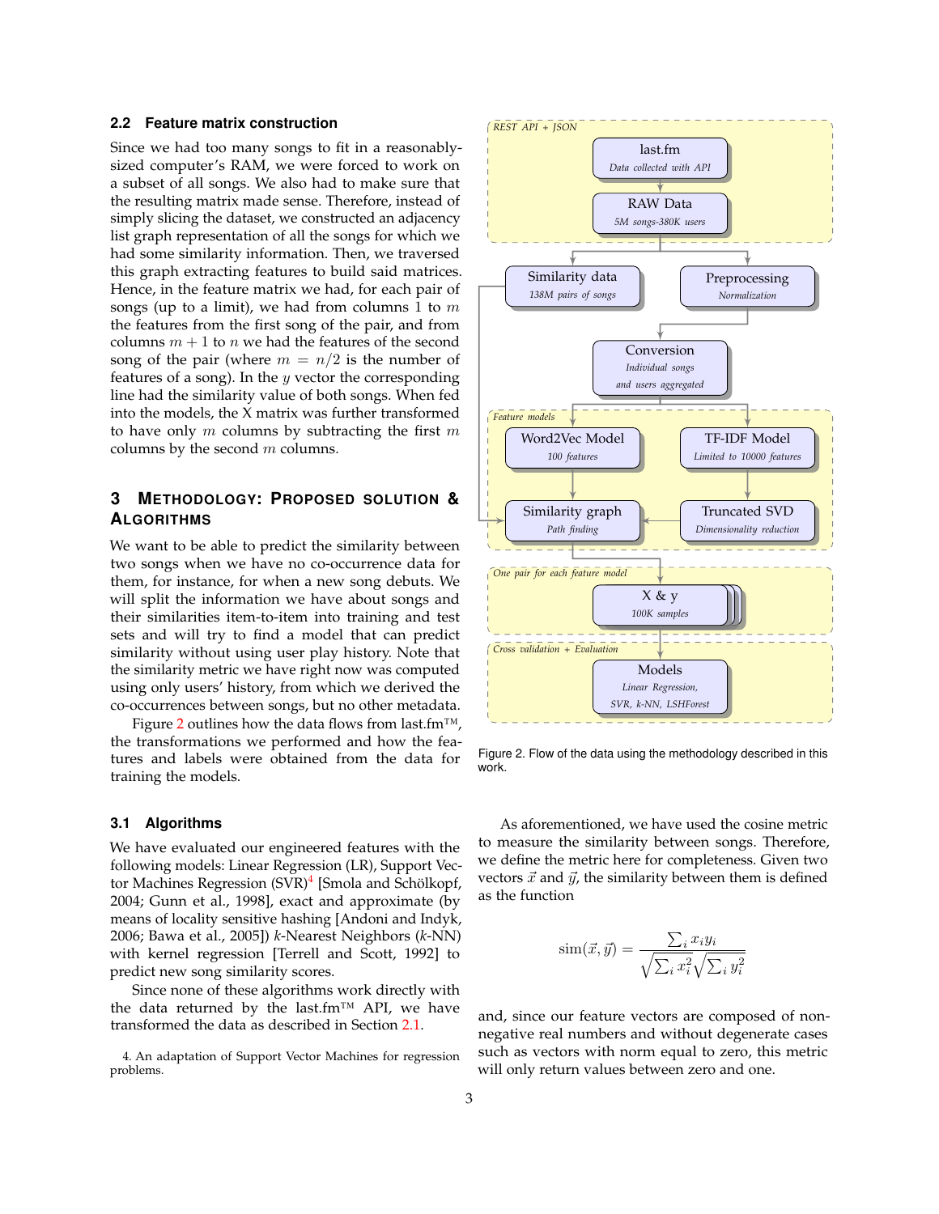### 2.2 Feature matrix construction

Since we had too many songs to fit in a reasonably-sized computer's RAM, we were forced to work on a subset of all songs. We also had to make sure that the resulting matrix made sense. Therefore, instead of simply slicing the dataset, we constructed an adjacency list graph representation of all the songs for which we had some similarity information. Then, we traversed this graph extracting features to build said matrices. Hence, in the feature matrix we had, for each pair of songs (up to a limit), we had from columns 1 to $m$ the features from the first song of the pair, and from columns $m+1$ to $n$ we had the features of the second song of the pair (where $m = n/2$ is the number of features of a song). In the $y$ vector the corresponding line had the similarity value of both songs. When fed into the models, the X matrix was further transformed to have only $m$ columns by subtracting the first $m$ columns by the second $m$ columns.

## 3 Methodology: Proposed solution & Algorithms

We want to be able to predict the similarity between two songs when we have no co-occurrence data for them, for instance, for when a new song debuts. We will split the information we have about songs and their similarities item-to-item into training and test sets and will try to find a model that can predict similarity without using user play history. Note that the similarity metric we have right now was computed using only users' history, from which we derived the co-occurrences between songs, but no other metadata.

Figure 2 outlines how the data flows from last.fm™, the transformations we performed and how the features and labels were obtained from the data for training the models.

REST API + JSON: last.fm (Data collected with API) → RAW Data (5M songs-380K users) → Similarity data (138M pairs of songs); Preprocessing (Normalization) → Conversion (Individual songs and users aggregated) → Feature models: Word2Vec Model (100 features); TF-IDF Model (Limited to 10000 features) → Truncated SVD (Dimensionality reduction) → Similarity graph (Path finding) → One pair for each feature model: X & y (100K samples) → Cross validation + Evaluation: Models (Linear Regression, SVR, k-NN, LSHForest)

Figure 2. Flow of the data using the methodology described in this work.

### 3.1 Algorithms

We have evaluated our engineered features with the following models: Linear Regression (LR), Support Vector Machines Regression (SVR)[4] [Smola and Schölkopf, 2004; Gunn et al., 1998], exact and approximate (by means of locality sensitive hashing [Andoni and Indyk, 2006; Bawa et al., 2005]) $k$-Nearest Neighbors ($k$-NN) with kernel regression [Terrell and Scott, 1992] to predict new song similarity scores.

Since none of these algorithms work directly with the data returned by the last.fm™ API, we have transformed the data as described in Section 2.1.

4. An adaptation of Support Vector Machines for regression problems.

As aforementioned, we have used the cosine metric to measure the similarity between songs. Therefore, we define the metric here for completeness. Given two vectors $\vec{x}$ and $\vec{y}$, the similarity between them is defined as the function

$$\text{sim}(\vec{x}, \vec{y}) = \frac{\sum_i x_i y_i}{\sqrt{\sum_i x_i^2}\sqrt{\sum_i y_i^2}}$$

and, since our feature vectors are composed of non-negative real numbers and without degenerate cases such as vectors with norm equal to zero, this metric will only return values between zero and one.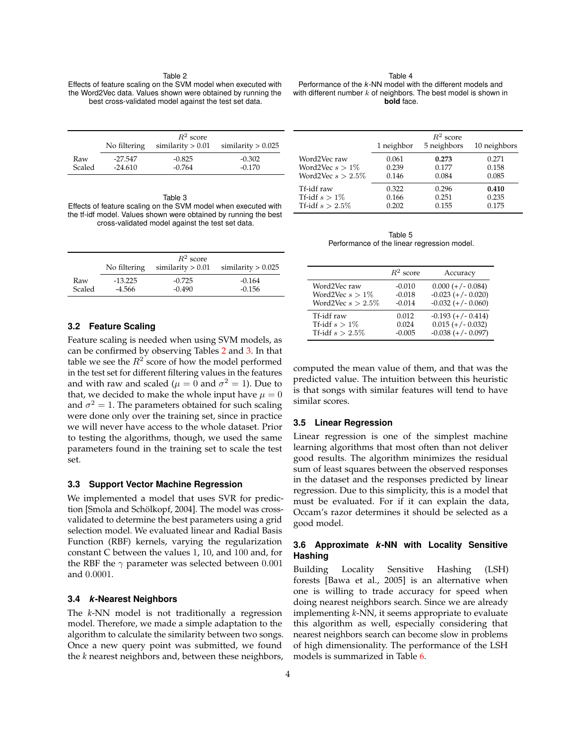Table 2
Effects of feature scaling on the SVM model when executed with the Word2Vec data. Values shown were obtained by running the best cross-validated model against the test set data.

| | $R^2$ score | | |
|---|---|---|---|
| | No filtering | similarity > 0.01 | similarity > 0.025 |
| Raw | -27.547 | -0.825 | -0.302 |
| Scaled | -24.610 | -0.764 | -0.170 |

Table 3
Effects of feature scaling on the SVM model when executed with the tf-idf model. Values shown were obtained by running the best cross-validated model against the test set data.

| | $R^2$ score | | |
|---|---|---|---|
| | No filtering | similarity > 0.01 | similarity > 0.025 |
| Raw | -13.225 | -0.725 | -0.164 |
| Scaled | -4.566 | -0.490 | -0.156 |

### 3.2 Feature Scaling

Feature scaling is needed when using SVM models, as can be confirmed by observing Tables 2 and 3. In that table we see the $R^2$ score of how the model performed in the test set for different filtering values in the features and with raw and scaled ($\mu = 0$ and $\sigma^2 = 1$). Due to that, we decided to make the whole input have $\mu = 0$ and $\sigma^2 = 1$. The parameters obtained for such scaling were done only over the training set, since in practice we will never have access to the whole dataset. Prior to testing the algorithms, though, we used the same parameters found in the training set to scale the test set.

### 3.3 Support Vector Machine Regression

We implemented a model that uses SVR for prediction [Smola and Schölkopf, 2004]. The model was cross-validated to determine the best parameters using a grid selection model. We evaluated linear and Radial Basis Function (RBF) kernels, varying the regularization constant C between the values 1, 10, and 100 and, for the RBF the $\gamma$ parameter was selected between 0.001 and 0.0001.

### 3.4 *k*-Nearest Neighbors

The *k*-NN model is not traditionally a regression model. Therefore, we made a simple adaptation to the algorithm to calculate the similarity between two songs. Once a new query point was submitted, we found the *k* nearest neighbors and, between these neighbors, computed the mean value of them, and that was the predicted value. The intuition between this heuristic is that songs with similar features will tend to have similar scores.

Table 4
Performance of the *k*-NN model with the different models and with different number $k$ of neighbors. The best model is shown in **bold** face.

| | $R^2$ score | | |
|---|---|---|---|
| | 1 neighbor | 5 neighbors | 10 neighbors |
| Word2Vec raw | 0.061 | **0.273** | 0.271 |
| Word2Vec $s > 1\%$ | 0.239 | 0.177 | 0.158 |
| Word2Vec $s > 2.5\%$ | 0.146 | 0.084 | 0.085 |
| Tf-idf raw | 0.322 | 0.296 | **0.410** |
| Tf-idf $s > 1\%$ | 0.166 | 0.251 | 0.235 |
| Tf-idf $s > 2.5\%$ | 0.202 | 0.155 | 0.175 |

Table 5
Performance of the linear regression model.

| | $R^2$ score | Accuracy |
|---|---|---|
| Word2Vec raw | -0.010 | 0.000 (+/- 0.084) |
| Word2Vec $s > 1\%$ | -0.018 | -0.023 (+/- 0.020) |
| Word2Vec $s > 2.5\%$ | -0.014 | -0.032 (+/- 0.060) |
| Tf-idf raw | 0.012 | -0.193 (+/- 0.414) |
| Tf-idf $s > 1\%$ | 0.024 | 0.015 (+/- 0.032) |
| Tf-idf $s > 2.5\%$ | -0.005 | -0.038 (+/- 0.097) |

### 3.5 Linear Regression

Linear regression is one of the simplest machine learning algorithms that most often than not deliver good results. The algorithm minimizes the residual sum of least squares between the observed responses in the dataset and the responses predicted by linear regression. Due to this simplicity, this is a model that must be evaluated. For if it can explain the data, Occam's razor determines it should be selected as a good model.

### 3.6 Approximate *k*-NN with Locality Sensitive Hashing

Building Locality Sensitive Hashing (LSH) forests [Bawa et al., 2005] is an alternative when one is willing to trade accuracy for speed when doing nearest neighbors search. Since we are already implementing *k*-NN, it seems appropriate to evaluate this algorithm as well, especially considering that nearest neighbors search can become slow in problems of high dimensionality. The performance of the LSH models is summarized in Table 6.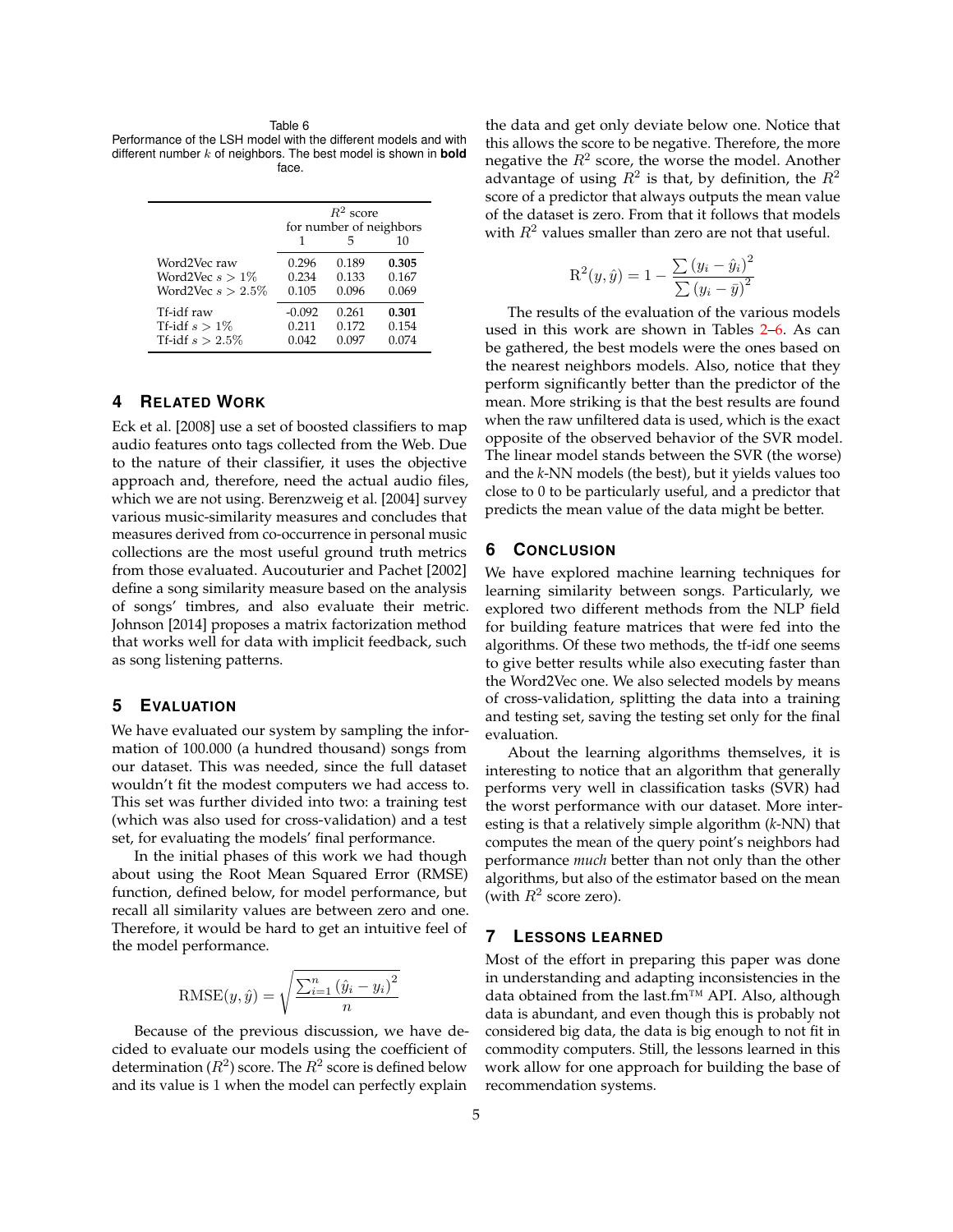Table 6
Performance of the LSH model with the different models and with different number $k$ of neighbors. The best model is shown in **bold** face.

| | $R^2$ score for number of neighbors | | |
|---|---|---|---|
| | 1 | 5 | 10 |
| Word2Vec raw | 0.296 | 0.189 | **0.305** |
| Word2Vec $s > 1\%$ | 0.234 | 0.133 | 0.167 |
| Word2Vec $s > 2.5\%$ | 0.105 | 0.096 | 0.069 |
| Tf-idf raw | -0.092 | 0.261 | **0.301** |
| Tf-idf $s > 1\%$ | 0.211 | 0.172 | 0.154 |
| Tf-idf $s > 2.5\%$ | 0.042 | 0.097 | 0.074 |

## 4 Related Work

Eck et al. [2008] use a set of boosted classifiers to map audio features onto tags collected from the Web. Due to the nature of their classifier, it uses the objective approach and, therefore, need the actual audio files, which we are not using. Berenzweig et al. [2004] survey various music-similarity measures and concludes that measures derived from co-occurrence in personal music collections are the most useful ground truth metrics from those evaluated. Aucouturier and Pachet [2002] define a song similarity measure based on the analysis of songs' timbres, and also evaluate their metric. Johnson [2014] proposes a matrix factorization method that works well for data with implicit feedback, such as song listening patterns.

## 5 Evaluation

We have evaluated our system by sampling the information of 100.000 (a hundred thousand) songs from our dataset. This was needed, since the full dataset wouldn't fit the modest computers we had access to. This set was further divided into two: a training test (which was also used for cross-validation) and a test set, for evaluating the models' final performance.

In the initial phases of this work we had though about using the Root Mean Squared Error (RMSE) function, defined below, for model performance, but recall all similarity values are between zero and one. Therefore, it would be hard to get an intuitive feel of the model performance.

$$\mathrm{RMSE}(y, \hat{y}) = \sqrt{\frac{\sum_{i=1}^{n} (\hat{y}_i - y_i)^2}{n}}$$

Because of the previous discussion, we have decided to evaluate our models using the coefficient of determination ($R^2$) score. The $R^2$ score is defined below and its value is 1 when the model can perfectly explain the data and get only deviate below one. Notice that this allows the score to be negative. Therefore, the more negative the $R^2$ score, the worse the model. Another advantage of using $R^2$ is that, by definition, the $R^2$ score of a predictor that always outputs the mean value of the dataset is zero. From that it follows that models with $R^2$ values smaller than zero are not that useful.

$$\mathrm{R}^2(y, \hat{y}) = 1 - \frac{\sum (y_i - \hat{y}_i)^2}{\sum (y_i - \bar{y})^2}$$

The results of the evaluation of the various models used in this work are shown in Tables 2–6. As can be gathered, the best models were the ones based on the nearest neighbors models. Also, notice that they perform significantly better than the predictor of the mean. More striking is that the best results are found when the raw unfiltered data is used, which is the exact opposite of the observed behavior of the SVR model. The linear model stands between the SVR (the worse) and the *k*-NN models (the best), but it yields values too close to 0 to be particularly useful, and a predictor that predicts the mean value of the data might be better.

## 6 Conclusion

We have explored machine learning techniques for learning similarity between songs. Particularly, we explored two different methods from the NLP field for building feature matrices that were fed into the algorithms. Of these two methods, the tf-idf one seems to give better results while also executing faster than the Word2Vec one. We also selected models by means of cross-validation, splitting the data into a training and testing set, saving the testing set only for the final evaluation.

About the learning algorithms themselves, it is interesting to notice that an algorithm that generally performs very well in classification tasks (SVR) had the worst performance with our dataset. More interesting is that a relatively simple algorithm (*k*-NN) that computes the mean of the query point's neighbors had performance *much* better than not only than the other algorithms, but also of the estimator based on the mean (with $R^2$ score zero).

## 7 Lessons Learned

Most of the effort in preparing this paper was done in understanding and adapting inconsistencies in the data obtained from the last.fm™ API. Also, although data is abundant, and even though this is probably not considered big data, the data is big enough to not fit in commodity computers. Still, the lessons learned in this work allow for one approach for building the base of recommendation systems.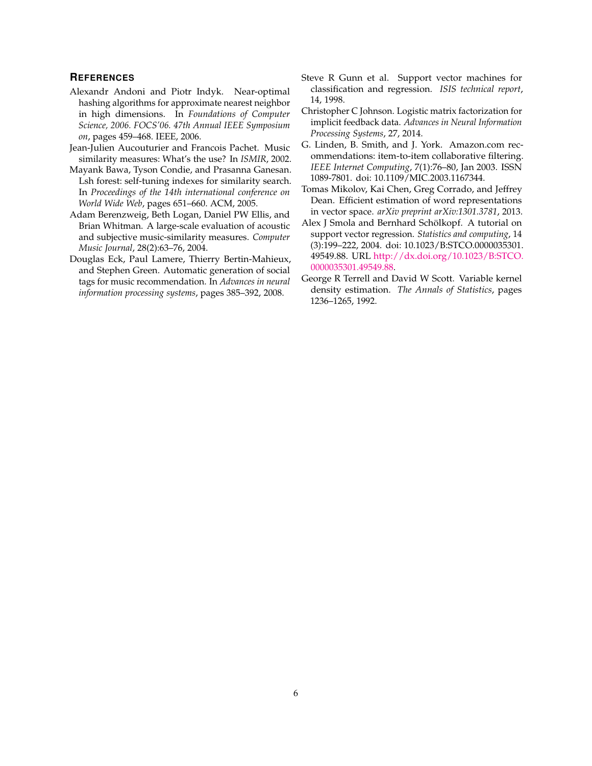## REFERENCES

Alexandr Andoni and Piotr Indyk. Near-optimal hashing algorithms for approximate nearest neighbor in high dimensions. In *Foundations of Computer Science, 2006. FOCS'06. 47th Annual IEEE Symposium on*, pages 459–468. IEEE, 2006.

Jean-Julien Aucouturier and Francois Pachet. Music similarity measures: What's the use? In *ISMIR*, 2002.

Mayank Bawa, Tyson Condie, and Prasanna Ganesan. Lsh forest: self-tuning indexes for similarity search. In *Proceedings of the 14th international conference on World Wide Web*, pages 651–660. ACM, 2005.

Adam Berenzweig, Beth Logan, Daniel PW Ellis, and Brian Whitman. A large-scale evaluation of acoustic and subjective music-similarity measures. *Computer Music Journal*, 28(2):63–76, 2004.

Douglas Eck, Paul Lamere, Thierry Bertin-Mahieux, and Stephen Green. Automatic generation of social tags for music recommendation. In *Advances in neural information processing systems*, pages 385–392, 2008.

Steve R Gunn et al. Support vector machines for classification and regression. *ISIS technical report*, 14, 1998.

Christopher C Johnson. Logistic matrix factorization for implicit feedback data. *Advances in Neural Information Processing Systems*, 27, 2014.

G. Linden, B. Smith, and J. York. Amazon.com recommendations: item-to-item collaborative filtering. *IEEE Internet Computing*, 7(1):76–80, Jan 2003. ISSN 1089-7801. doi: 10.1109/MIC.2003.1167344.

Tomas Mikolov, Kai Chen, Greg Corrado, and Jeffrey Dean. Efficient estimation of word representations in vector space. *arXiv preprint arXiv:1301.3781*, 2013.

Alex J Smola and Bernhard Schölkopf. A tutorial on support vector regression. *Statistics and computing*, 14 (3):199–222, 2004. doi: 10.1023/B:STCO.0000035301.49549.88. URL http://dx.doi.org/10.1023/B:STCO.0000035301.49549.88.

George R Terrell and David W Scott. Variable kernel density estimation. *The Annals of Statistics*, pages 1236–1265, 1992.